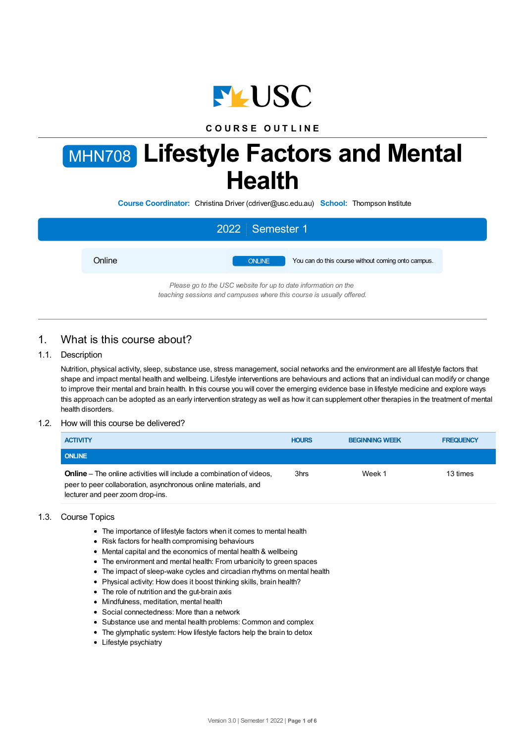COURSE OUTLINE

# MHN708 Lifestyle Factors and Mental Health

**Course Coordinator:** Christina Driver (cdriver@usc.edu.au) **School:** Thompson Institute

## 2022 | Semester 1

| Online | ONLINE | You can do this course without coming onto campus. |
|---|---|---|

*Please go to the USC website for up to date information on the teaching sessions and campuses where this course is usually offered.*

## 1. What is this course about?

### 1.1. Description

Nutrition, physical activity, sleep, substance use, stress management, social networks and the environment are all lifestyle factors that shape and impact mental health and wellbeing. Lifestyle interventions are behaviours and actions that an individual can modify or change to improve their mental and brain health. In this course you will cover the emerging evidence base in lifestyle medicine and explore ways this approach can be adopted as an early intervention strategy as well as how it can supplement other therapies in the treatment of mental health disorders.

### 1.2. How will this course be delivered?

| ACTIVITY | HOURS | BEGINNING WEEK | FREQUENCY |
|---|---|---|---|
| **ONLINE** | | | |
| **Online** – The online activities will include a combination of videos, peer to peer collaboration, asynchronous online materials, and lecturer and peer zoom drop-ins. | 3hrs | Week 1 | 13 times |

### 1.3. Course Topics

- The importance of lifestyle factors when it comes to mental health
- Risk factors for health compromising behaviours
- Mental capital and the economics of mental health & wellbeing
- The environment and mental health: From urbanicity to green spaces
- The impact of sleep-wake cycles and circadian rhythms on mental health
- Physical activity: How does it boost thinking skills, brain health?
- The role of nutrition and the gut-brain axis
- Mindfulness, meditation, mental health
- Social connectedness: More than a network
- Substance use and mental health problems: Common and complex
- The glymphatic system: How lifestyle factors help the brain to detox
- Lifestyle psychiatry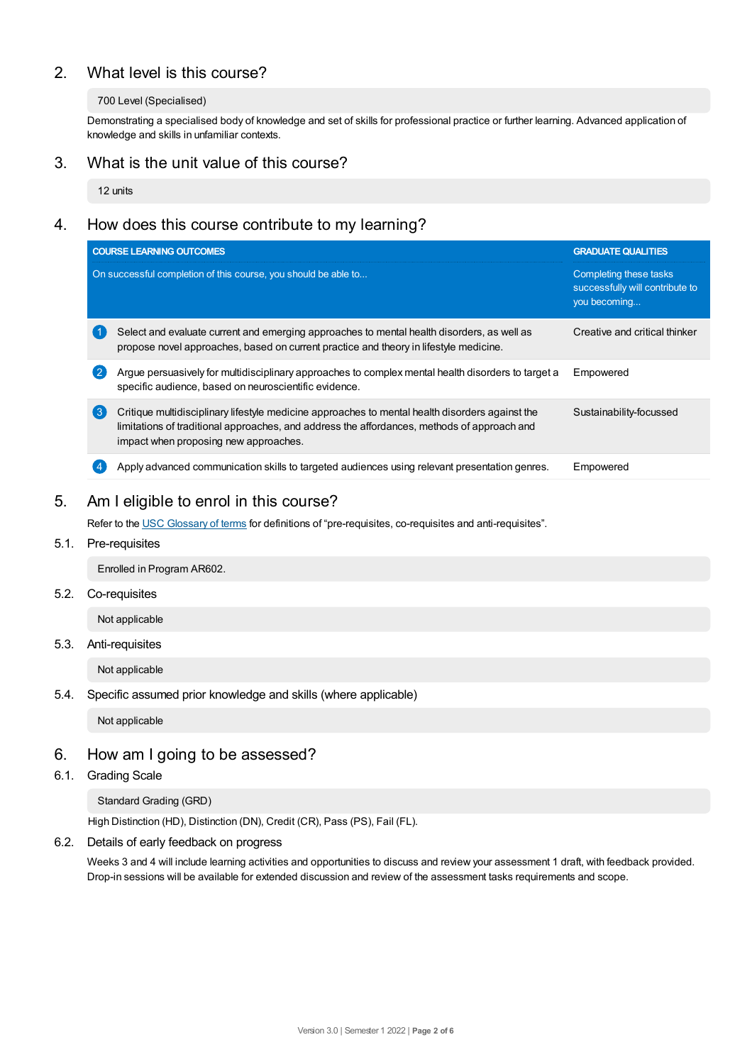## 2. What level is this course?

700 Level (Specialised)

Demonstrating a specialised body of knowledge and set of skills for professional practice or further learning. Advanced application of knowledge and skills in unfamiliar contexts.

## 3. What is the unit value of this course?

12 units

## 4. How does this course contribute to my learning?

| COURSE LEARNING OUTCOMES<br>On successful completion of this course, you should be able to... | GRADUATE QUALITIES<br>Completing these tasks successfully will contribute to you becoming... |
|---|---|
| 1 Select and evaluate current and emerging approaches to mental health disorders, as well as propose novel approaches, based on current practice and theory in lifestyle medicine. | Creative and critical thinker |
| 2 Argue persuasively for multidisciplinary approaches to complex mental health disorders to target a specific audience, based on neuroscientific evidence. | Empowered |
| 3 Critique multidisciplinary lifestyle medicine approaches to mental health disorders against the limitations of traditional approaches, and address the affordances, methods of approach and impact when proposing new approaches. | Sustainability-focussed |
| 4 Apply advanced communication skills to targeted audiences using relevant presentation genres. | Empowered |

## 5. Am I eligible to enrol in this course?

Refer to the USC Glossary of terms for definitions of "pre-requisites, co-requisites and anti-requisites".

### 5.1. Pre-requisites

Enrolled in Program AR602.

### 5.2. Co-requisites

Not applicable

### 5.3. Anti-requisites

Not applicable

### 5.4. Specific assumed prior knowledge and skills (where applicable)

Not applicable

## 6. How am I going to be assessed?

### 6.1. Grading Scale

Standard Grading (GRD)

High Distinction (HD), Distinction (DN), Credit (CR), Pass (PS), Fail (FL).

### 6.2. Details of early feedback on progress

Weeks 3 and 4 will include learning activities and opportunities to discuss and review your assessment 1 draft, with feedback provided. Drop-in sessions will be available for extended discussion and review of the assessment tasks requirements and scope.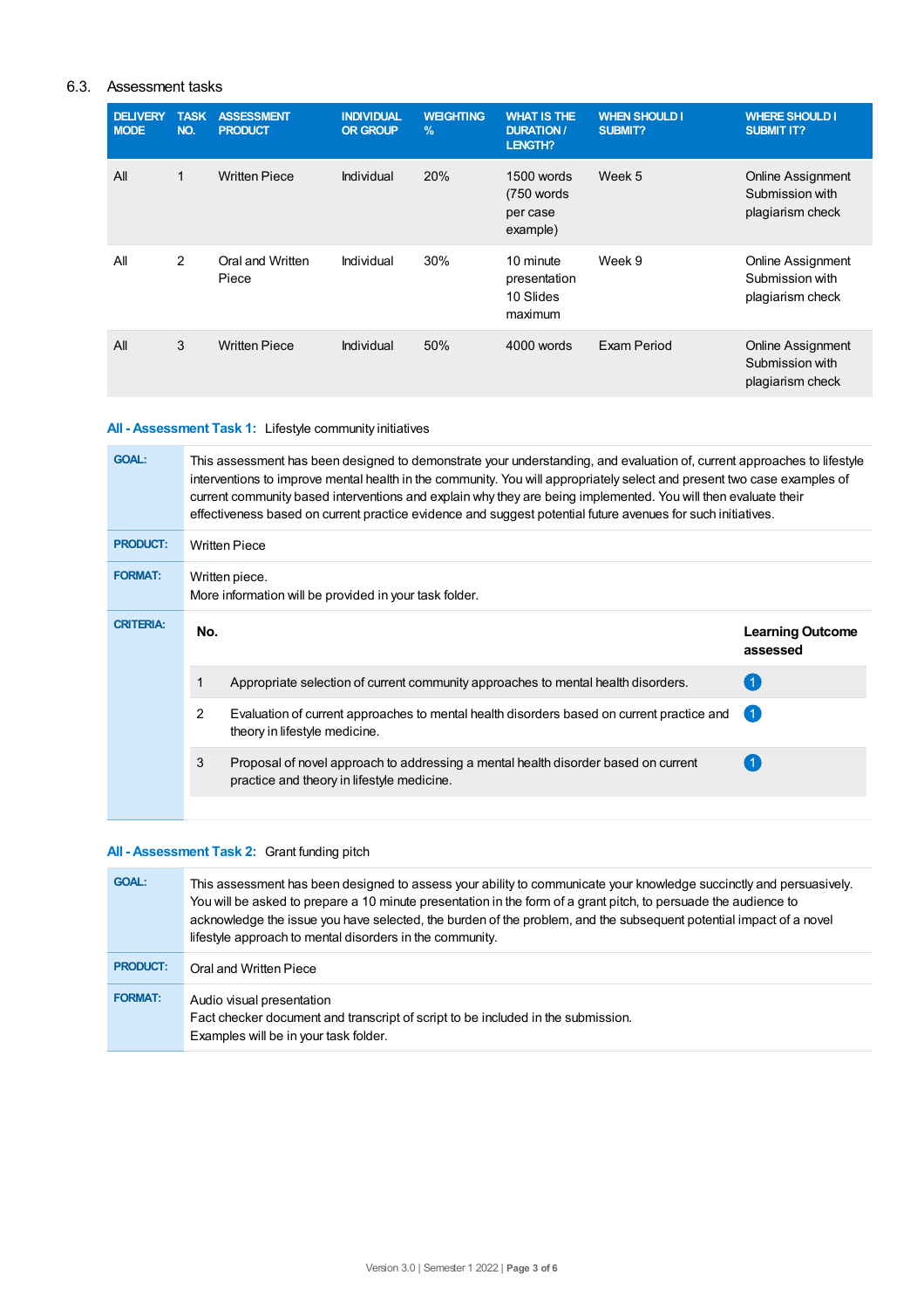## 6.3. Assessment tasks

| DELIVERY MODE | TASK NO. | ASSESSMENT PRODUCT | INDIVIDUAL OR GROUP | WEIGHTING % | WHAT IS THE DURATION / LENGTH? | WHEN SHOULD I SUBMIT? | WHERE SHOULD I SUBMIT IT? |
|---|---|---|---|---|---|---|---|
| All | 1 | Written Piece | Individual | 20% | 1500 words (750 words per case example) | Week 5 | Online Assignment Submission with plagiarism check |
| All | 2 | Oral and Written Piece | Individual | 30% | 10 minute presentation 10 Slides maximum | Week 9 | Online Assignment Submission with plagiarism check |
| All | 3 | Written Piece | Individual | 50% | 4000 words | Exam Period | Online Assignment Submission with plagiarism check |

### All - Assessment Task 1: Lifestyle community initiatives

**GOAL:** This assessment has been designed to demonstrate your understanding, and evaluation of, current approaches to lifestyle interventions to improve mental health in the community. You will appropriately select and present two case examples of current community based interventions and explain why they are being implemented. You will then evaluate their effectiveness based on current practice evidence and suggest potential future avenues for such initiatives.

**PRODUCT:** Written Piece

**FORMAT:** Written piece.
More information will be provided in your task folder.

**CRITERIA:**

| No. | | Learning Outcome assessed |
|---|---|---|
| 1 | Appropriate selection of current community approaches to mental health disorders. | 1 |
| 2 | Evaluation of current approaches to mental health disorders based on current practice and theory in lifestyle medicine. | 1 |
| 3 | Proposal of novel approach to addressing a mental health disorder based on current practice and theory in lifestyle medicine. | 1 |

### All - Assessment Task 2: Grant funding pitch

**GOAL:** This assessment has been designed to assess your ability to communicate your knowledge succinctly and persuasively. You will be asked to prepare a 10 minute presentation in the form of a grant pitch, to persuade the audience to acknowledge the issue you have selected, the burden of the problem, and the subsequent potential impact of a novel lifestyle approach to mental disorders in the community.

**PRODUCT:** Oral and Written Piece

**FORMAT:** Audio visual presentation
Fact checker document and transcript of script to be included in the submission.
Examples will be in your task folder.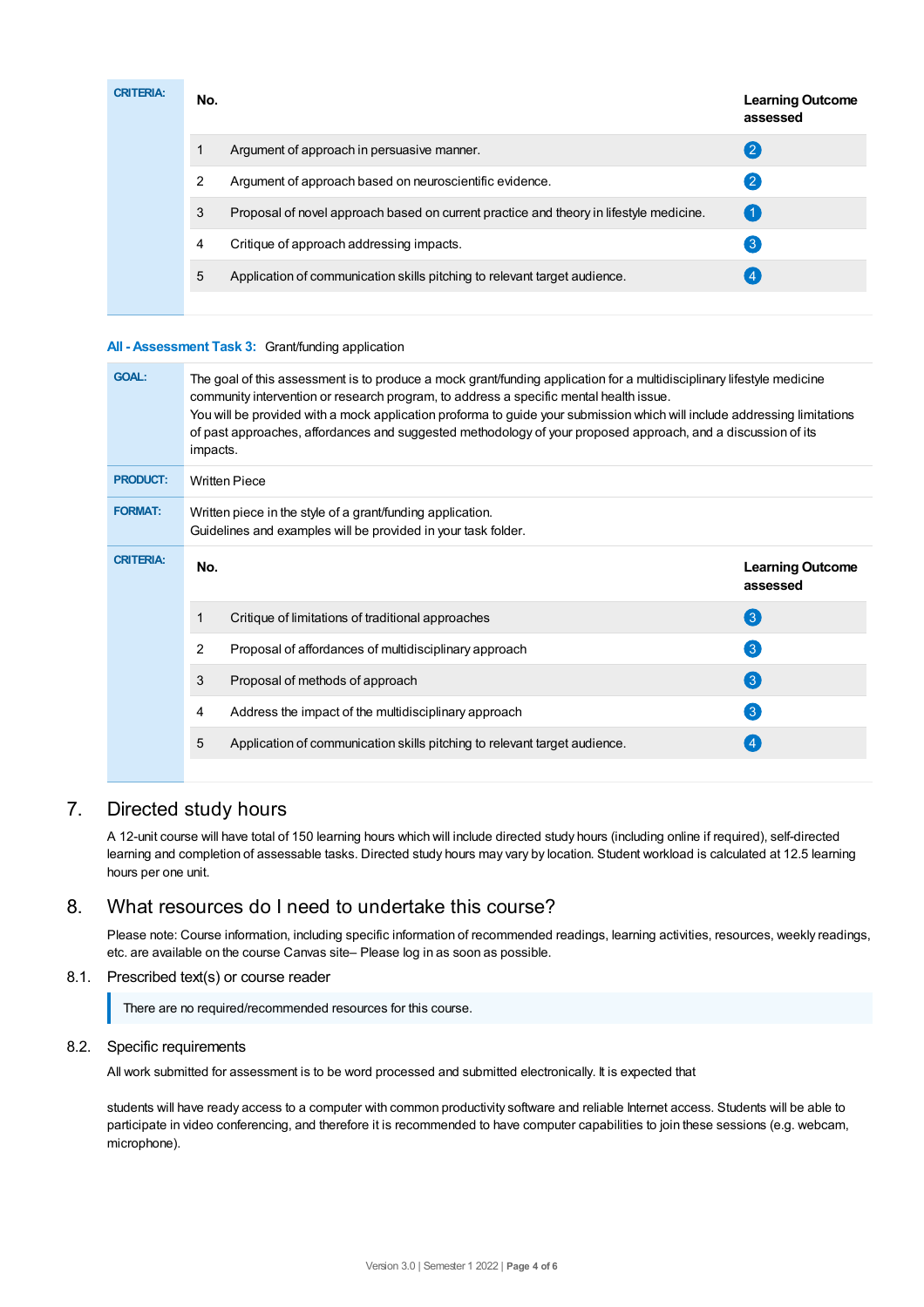**CRITERIA:**

| No. | | Learning Outcome assessed |
|---|---|---|
| 1 | Argument of approach in persuasive manner. | 2 |
| 2 | Argument of approach based on neuroscientific evidence. | 2 |
| 3 | Proposal of novel approach based on current practice and theory in lifestyle medicine. | 1 |
| 4 | Critique of approach addressing impacts. | 3 |
| 5 | Application of communication skills pitching to relevant target audience. | 4 |

**All - Assessment Task 3:** Grant/funding application

**GOAL:** The goal of this assessment is to produce a mock grant/funding application for a multidisciplinary lifestyle medicine community intervention or research program, to address a specific mental health issue.
You will be provided with a mock application proforma to guide your submission which will include addressing limitations of past approaches, affordances and suggested methodology of your proposed approach, and a discussion of its impacts.

**PRODUCT:** Written Piece

**FORMAT:** Written piece in the style of a grant/funding application.
Guidelines and examples will be provided in your task folder.

**CRITERIA:**

| No. | | Learning Outcome assessed |
|---|---|---|
| 1 | Critique of limitations of traditional approaches | 3 |
| 2 | Proposal of affordances of multidisciplinary approach | 3 |
| 3 | Proposal of methods of approach | 3 |
| 4 | Address the impact of the multidisciplinary approach | 3 |
| 5 | Application of communication skills pitching to relevant target audience. | 4 |

## 7. Directed study hours

A 12-unit course will have total of 150 learning hours which will include directed study hours (including online if required), self-directed learning and completion of assessable tasks. Directed study hours may vary by location. Student workload is calculated at 12.5 learning hours per one unit.

## 8. What resources do I need to undertake this course?

Please note: Course information, including specific information of recommended readings, learning activities, resources, weekly readings, etc. are available on the course Canvas site– Please log in as soon as possible.

### 8.1. Prescribed text(s) or course reader

There are no required/recommended resources for this course.

### 8.2. Specific requirements

All work submitted for assessment is to be word processed and submitted electronically. It is expected that

students will have ready access to a computer with common productivity software and reliable Internet access. Students will be able to participate in video conferencing, and therefore it is recommended to have computer capabilities to join these sessions (e.g. webcam, microphone).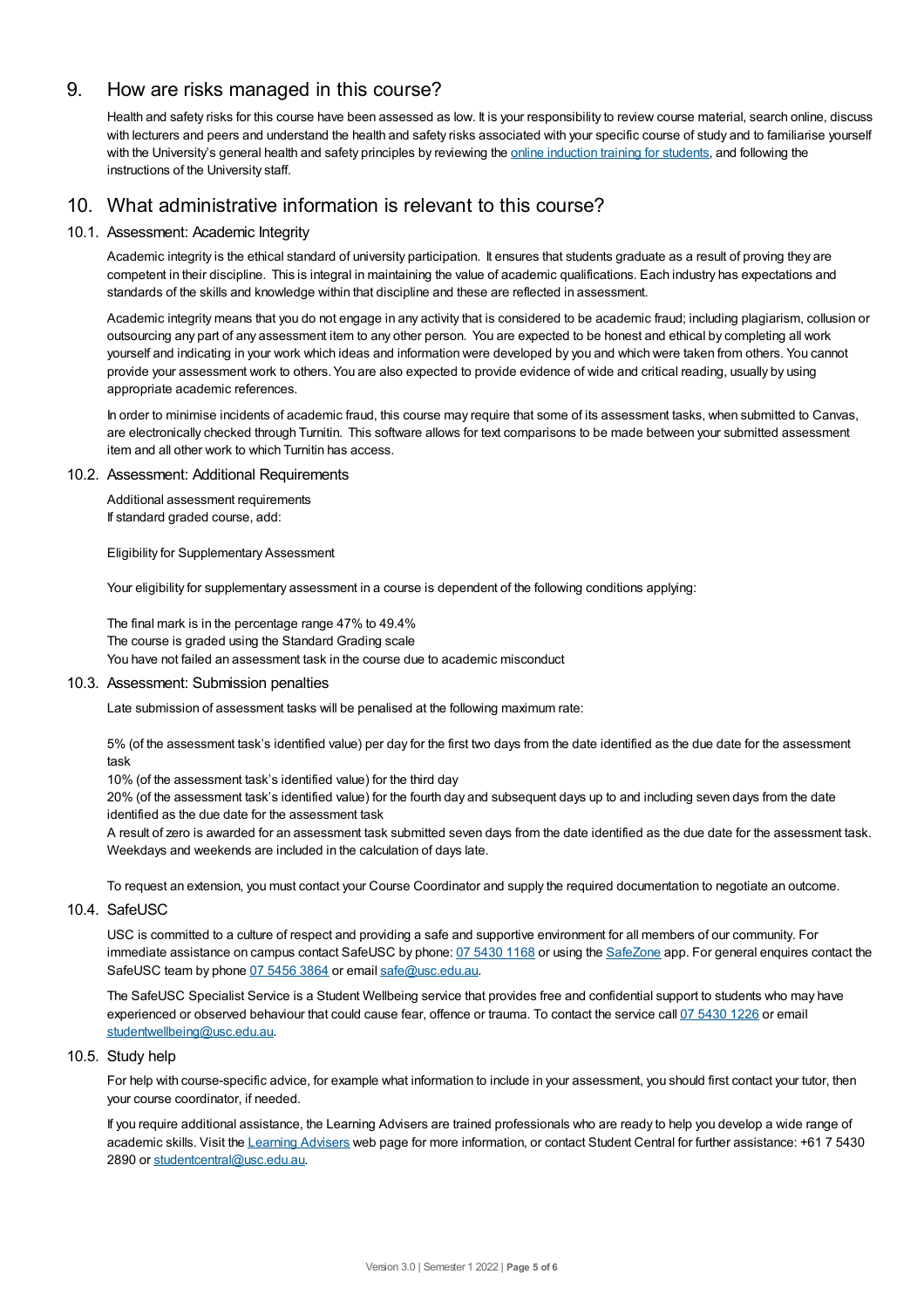## 9. How are risks managed in this course?

Health and safety risks for this course have been assessed as low. It is your responsibility to review course material, search online, discuss with lecturers and peers and understand the health and safety risks associated with your specific course of study and to familiarise yourself with the University's general health and safety principles by reviewing the [online induction training for students](), and following the instructions of the University staff.

## 10. What administrative information is relevant to this course?

### 10.1. Assessment: Academic Integrity

Academic integrity is the ethical standard of university participation. It ensures that students graduate as a result of proving they are competent in their discipline. This is integral in maintaining the value of academic qualifications. Each industry has expectations and standards of the skills and knowledge within that discipline and these are reflected in assessment.

Academic integrity means that you do not engage in any activity that is considered to be academic fraud; including plagiarism, collusion or outsourcing any part of any assessment item to any other person. You are expected to be honest and ethical by completing all work yourself and indicating in your work which ideas and information were developed by you and which were taken from others. You cannot provide your assessment work to others. You are also expected to provide evidence of wide and critical reading, usually by using appropriate academic references.

In order to minimise incidents of academic fraud, this course may require that some of its assessment tasks, when submitted to Canvas, are electronically checked through Turnitin. This software allows for text comparisons to be made between your submitted assessment item and all other work to which Turnitin has access.

### 10.2. Assessment: Additional Requirements

Additional assessment requirements
If standard graded course, add:

Eligibility for Supplementary Assessment

Your eligibility for supplementary assessment in a course is dependent of the following conditions applying:

The final mark is in the percentage range 47% to 49.4%
The course is graded using the Standard Grading scale
You have not failed an assessment task in the course due to academic misconduct

### 10.3. Assessment: Submission penalties

Late submission of assessment tasks will be penalised at the following maximum rate:

5% (of the assessment task's identified value) per day for the first two days from the date identified as the due date for the assessment task
10% (of the assessment task's identified value) for the third day
20% (of the assessment task's identified value) for the fourth day and subsequent days up to and including seven days from the date identified as the due date for the assessment task
A result of zero is awarded for an assessment task submitted seven days from the date identified as the due date for the assessment task. Weekdays and weekends are included in the calculation of days late.

To request an extension, you must contact your Course Coordinator and supply the required documentation to negotiate an outcome.

### 10.4. SafeUSC

USC is committed to a culture of respect and providing a safe and supportive environment for all members of our community. For immediate assistance on campus contact SafeUSC by phone: [07 5430 1168]() or using the [SafeZone]() app. For general enquires contact the SafeUSC team by phone [07 5456 3864]() or email [safe@usc.edu.au]().

The SafeUSC Specialist Service is a Student Wellbeing service that provides free and confidential support to students who may have experienced or observed behaviour that could cause fear, offence or trauma. To contact the service call [07 5430 1226]() or email [studentwellbeing@usc.edu.au]().

### 10.5. Study help

For help with course-specific advice, for example what information to include in your assessment, you should first contact your tutor, then your course coordinator, if needed.

If you require additional assistance, the Learning Advisers are trained professionals who are ready to help you develop a wide range of academic skills. Visit the [Learning Advisers]() web page for more information, or contact Student Central for further assistance: +61 7 5430 2890 or [studentcentral@usc.edu.au]().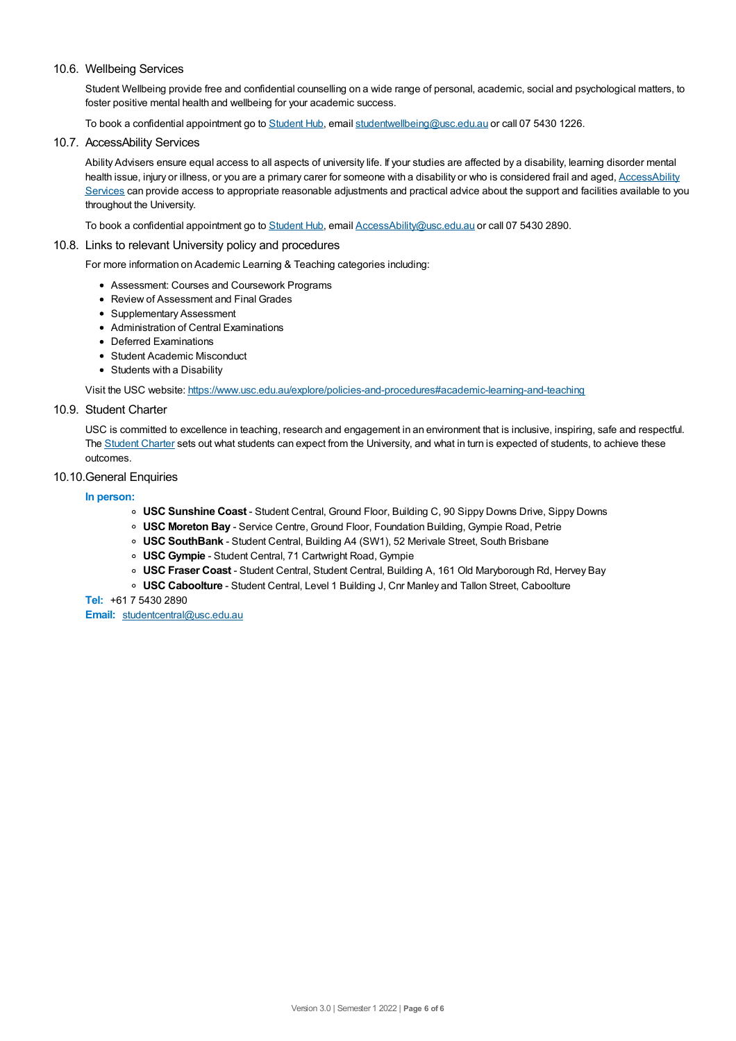### 10.6. Wellbeing Services

Student Wellbeing provide free and confidential counselling on a wide range of personal, academic, social and psychological matters, to foster positive mental health and wellbeing for your academic success.

To book a confidential appointment go to [Student Hub](), email [studentwellbeing@usc.edu.au](mailto:studentwellbeing@usc.edu.au) or call 07 5430 1226.

### 10.7. AccessAbility Services

Ability Advisers ensure equal access to all aspects of university life. If your studies are affected by a disability, learning disorder mental health issue, injury or illness, or you are a primary carer for someone with a disability or who is considered frail and aged, [AccessAbility Services]() can provide access to appropriate reasonable adjustments and practical advice about the support and facilities available to you throughout the University.

To book a confidential appointment go to [Student Hub](), email [AccessAbility@usc.edu.au](mailto:AccessAbility@usc.edu.au) or call 07 5430 2890.

### 10.8. Links to relevant University policy and procedures

For more information on Academic Learning & Teaching categories including:

- Assessment: Courses and Coursework Programs
- Review of Assessment and Final Grades
- Supplementary Assessment
- Administration of Central Examinations
- Deferred Examinations
- Student Academic Misconduct
- Students with a Disability

Visit the USC website: [https://www.usc.edu.au/explore/policies-and-procedures#academic-learning-and-teaching](https://www.usc.edu.au/explore/policies-and-procedures#academic-learning-and-teaching)

### 10.9. Student Charter

USC is committed to excellence in teaching, research and engagement in an environment that is inclusive, inspiring, safe and respectful. The [Student Charter]() sets out what students can expect from the University, and what in turn is expected of students, to achieve these outcomes.

### 10.10. General Enquiries

**In person:**

- **USC Sunshine Coast** - Student Central, Ground Floor, Building C, 90 Sippy Downs Drive, Sippy Downs
- **USC Moreton Bay** - Service Centre, Ground Floor, Foundation Building, Gympie Road, Petrie
- **USC SouthBank** - Student Central, Building A4 (SW1), 52 Merivale Street, South Brisbane
- **USC Gympie** - Student Central, 71 Cartwright Road, Gympie
- **USC Fraser Coast** - Student Central, Student Central, Building A, 161 Old Maryborough Rd, Hervey Bay
- **USC Caboolture** - Student Central, Level 1 Building J, Cnr Manley and Tallon Street, Caboolture

**Tel:** +61 7 5430 2890

**Email:** [studentcentral@usc.edu.au](mailto:studentcentral@usc.edu.au)